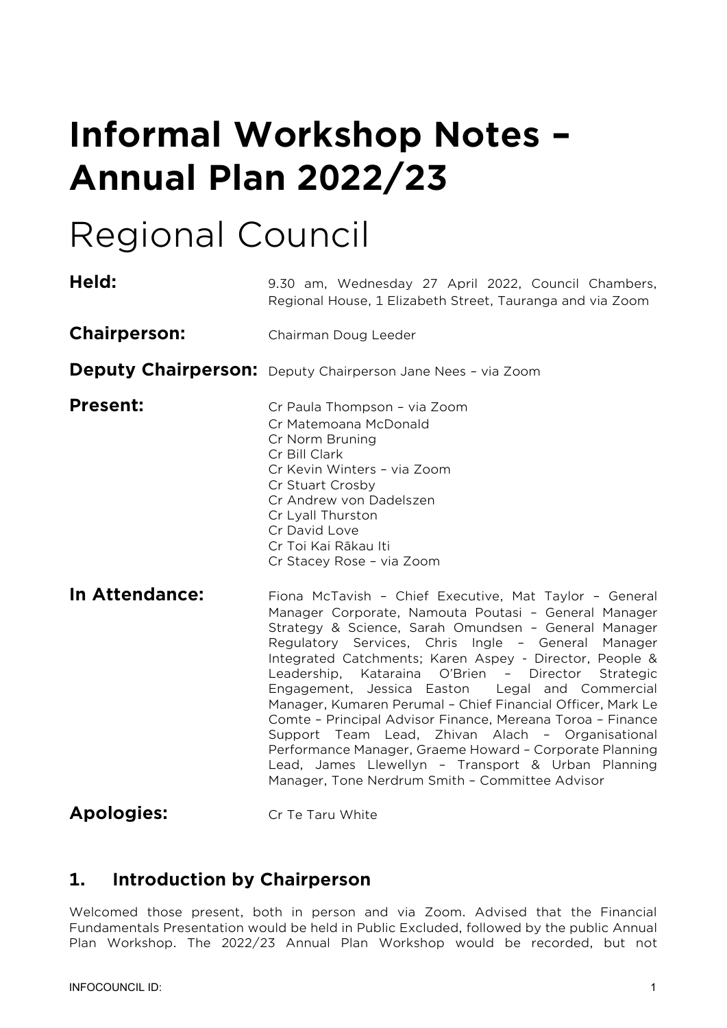# Informal Workshop Notes – Annual Plan 2022/23

## Regional Council

**Held:** 9.30 am, Wednesday 27 April 2022, Council Chambers, Regional House, 1 Elizabeth Street, Tauranga and via Zoom

**Chairperson:** Chairman Doug Leeder

**Deputy Chairperson:** Deputy Chairperson Jane Nees – via Zoom

**Present:**
Cr Paula Thompson – via Zoom
Cr Matemoana McDonald
Cr Norm Bruning
Cr Bill Clark
Cr Kevin Winters – via Zoom
Cr Stuart Crosby
Cr Andrew von Dadelszen
Cr Lyall Thurston
Cr David Love
Cr Toi Kai Rākau Iti
Cr Stacey Rose – via Zoom

**In Attendance:** Fiona McTavish – Chief Executive, Mat Taylor – General Manager Corporate, Namouta Poutasi – General Manager Strategy & Science, Sarah Omundsen – General Manager Regulatory Services, Chris Ingle – General Manager Integrated Catchments; Karen Aspey - Director, People & Leadership, Kataraina O'Brien – Director Strategic Engagement, Jessica Easton Legal and Commercial Manager, Kumaren Perumal – Chief Financial Officer, Mark Le Comte – Principal Advisor Finance, Mereana Toroa – Finance Support Team Lead, Zhivan Alach – Organisational Performance Manager, Graeme Howard – Corporate Planning Lead, James Llewellyn – Transport & Urban Planning Manager, Tone Nerdrum Smith – Committee Advisor

**Apologies:** Cr Te Taru White

## 1. Introduction by Chairperson

Welcomed those present, both in person and via Zoom. Advised that the Financial Fundamentals Presentation would be held in Public Excluded, followed by the public Annual Plan Workshop. The 2022/23 Annual Plan Workshop would be recorded, but not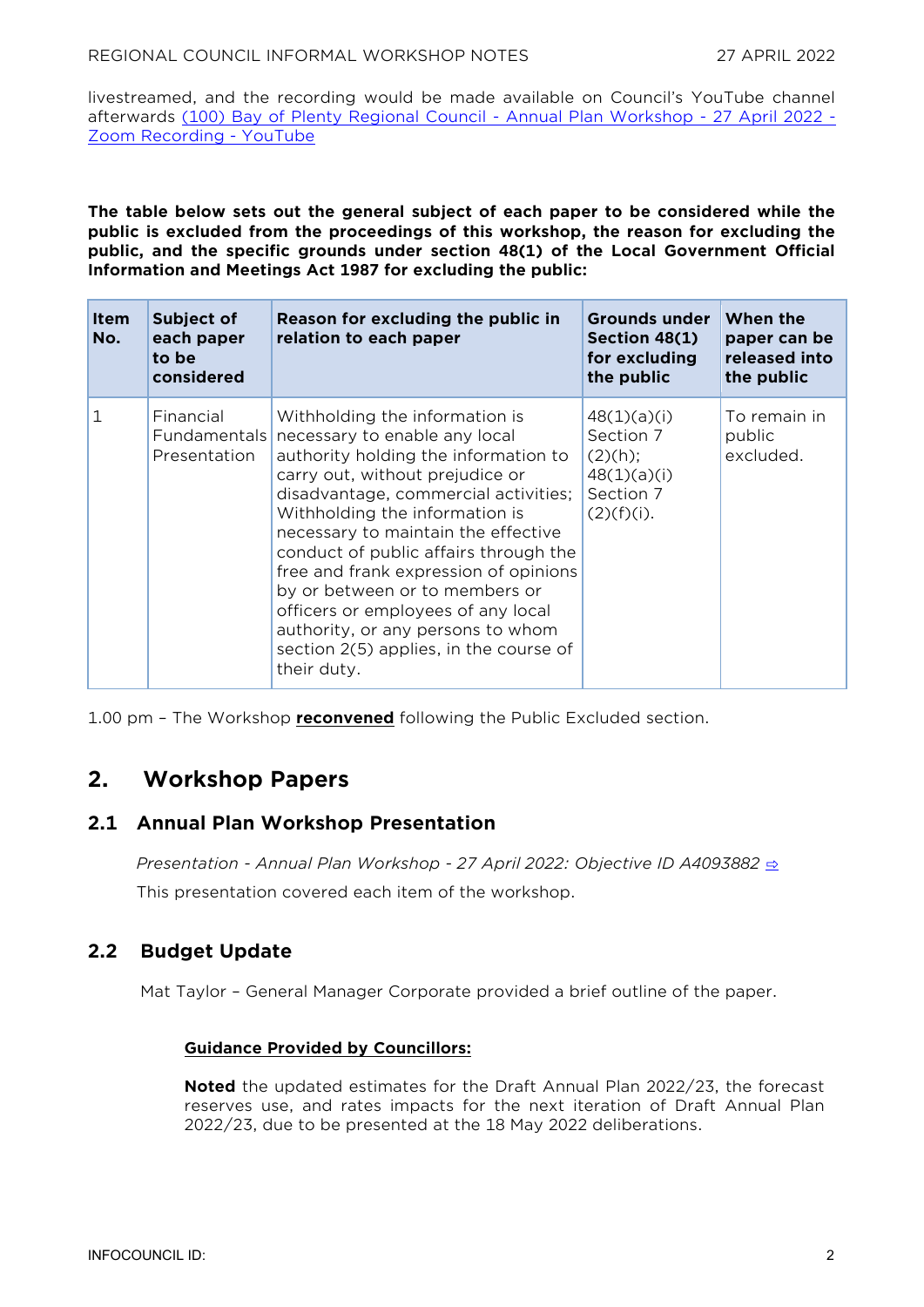livestreamed, and the recording would be made available on Council's YouTube channel afterwards [(100) Bay of Plenty Regional Council - Annual Plan Workshop - 27 April 2022 - Zoom Recording - YouTube]()

**The table below sets out the general subject of each paper to be considered while the public is excluded from the proceedings of this workshop, the reason for excluding the public, and the specific grounds under section 48(1) of the Local Government Official Information and Meetings Act 1987 for excluding the public:**

| Item No. | Subject of each paper to be considered | Reason for excluding the public in relation to each paper | Grounds under Section 48(1) for excluding the public | When the paper can be released into the public |
|---|---|---|---|---|
| 1 | Financial Fundamentals Presentation | Withholding the information is necessary to enable any local authority holding the information to carry out, without prejudice or disadvantage, commercial activities; Withholding the information is necessary to maintain the effective conduct of public affairs through the free and frank expression of opinions by or between or to members or officers or employees of any local authority, or any persons to whom section 2(5) applies, in the course of their duty. | 48(1)(a)(i) Section 7 (2)(h); 48(1)(a)(i) Section 7 (2)(f)(i). | To remain in public excluded. |

1.00 pm – The Workshop **reconvened** following the Public Excluded section.

## 2. Workshop Papers

### 2.1 Annual Plan Workshop Presentation

*Presentation - Annual Plan Workshop - 27 April 2022: Objective ID A4093882* ⇨

This presentation covered each item of the workshop.

### 2.2 Budget Update

Mat Taylor – General Manager Corporate provided a brief outline of the paper.

**Guidance Provided by Councillors:**

**Noted** the updated estimates for the Draft Annual Plan 2022/23, the forecast reserves use, and rates impacts for the next iteration of Draft Annual Plan 2022/23, due to be presented at the 18 May 2022 deliberations.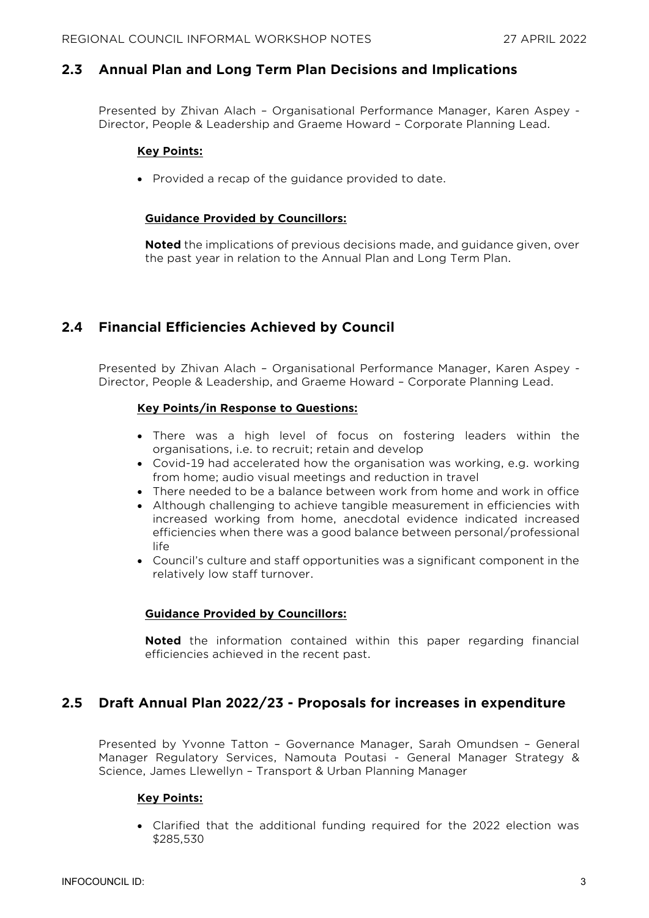## 2.3 Annual Plan and Long Term Plan Decisions and Implications

Presented by Zhivan Alach – Organisational Performance Manager, Karen Aspey - Director, People & Leadership and Graeme Howard – Corporate Planning Lead.

**Key Points:**

- Provided a recap of the guidance provided to date.

**Guidance Provided by Councillors:**

**Noted** the implications of previous decisions made, and guidance given, over the past year in relation to the Annual Plan and Long Term Plan.

## 2.4 Financial Efficiencies Achieved by Council

Presented by Zhivan Alach – Organisational Performance Manager, Karen Aspey - Director, People & Leadership, and Graeme Howard – Corporate Planning Lead.

**Key Points/in Response to Questions:**

- There was a high level of focus on fostering leaders within the organisations, i.e. to recruit; retain and develop
- Covid-19 had accelerated how the organisation was working, e.g. working from home; audio visual meetings and reduction in travel
- There needed to be a balance between work from home and work in office
- Although challenging to achieve tangible measurement in efficiencies with increased working from home, anecdotal evidence indicated increased efficiencies when there was a good balance between personal/professional life
- Council's culture and staff opportunities was a significant component in the relatively low staff turnover.

**Guidance Provided by Councillors:**

**Noted** the information contained within this paper regarding financial efficiencies achieved in the recent past.

## 2.5 Draft Annual Plan 2022/23 - Proposals for increases in expenditure

Presented by Yvonne Tatton – Governance Manager, Sarah Omundsen – General Manager Regulatory Services, Namouta Poutasi - General Manager Strategy & Science, James Llewellyn – Transport & Urban Planning Manager

**Key Points:**

- Clarified that the additional funding required for the 2022 election was $285,530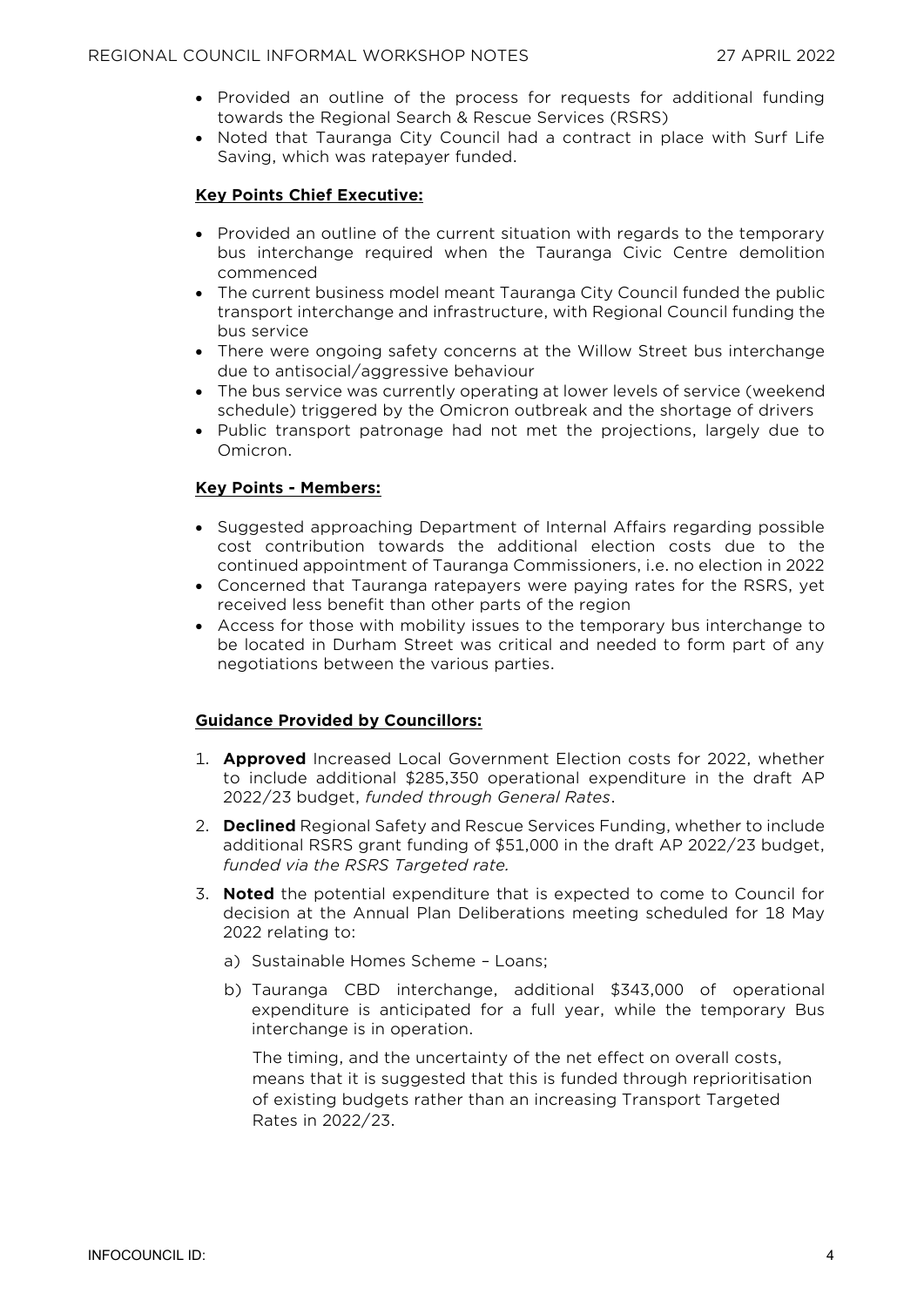- Provided an outline of the process for requests for additional funding towards the Regional Search & Rescue Services (RSRS)
- Noted that Tauranga City Council had a contract in place with Surf Life Saving, which was ratepayer funded.

**Key Points Chief Executive:**

- Provided an outline of the current situation with regards to the temporary bus interchange required when the Tauranga Civic Centre demolition commenced
- The current business model meant Tauranga City Council funded the public transport interchange and infrastructure, with Regional Council funding the bus service
- There were ongoing safety concerns at the Willow Street bus interchange due to antisocial/aggressive behaviour
- The bus service was currently operating at lower levels of service (weekend schedule) triggered by the Omicron outbreak and the shortage of drivers
- Public transport patronage had not met the projections, largely due to Omicron.

**Key Points - Members:**

- Suggested approaching Department of Internal Affairs regarding possible cost contribution towards the additional election costs due to the continued appointment of Tauranga Commissioners, i.e. no election in 2022
- Concerned that Tauranga ratepayers were paying rates for the RSRS, yet received less benefit than other parts of the region
- Access for those with mobility issues to the temporary bus interchange to be located in Durham Street was critical and needed to form part of any negotiations between the various parties.

**Guidance Provided by Councillors:**

1. **Approved** Increased Local Government Election costs for 2022, whether to include additional $285,350 operational expenditure in the draft AP 2022/23 budget, *funded through General Rates*.
2. **Declined** Regional Safety and Rescue Services Funding, whether to include additional RSRS grant funding of $51,000 in the draft AP 2022/23 budget, *funded via the RSRS Targeted rate.*
3. **Noted** the potential expenditure that is expected to come to Council for decision at the Annual Plan Deliberations meeting scheduled for 18 May 2022 relating to:

   a) Sustainable Homes Scheme – Loans;

   b) Tauranga CBD interchange, additional $343,000 of operational expenditure is anticipated for a full year, while the temporary Bus interchange is in operation.

      The timing, and the uncertainty of the net effect on overall costs, means that it is suggested that this is funded through reprioritisation of existing budgets rather than an increasing Transport Targeted Rates in 2022/23.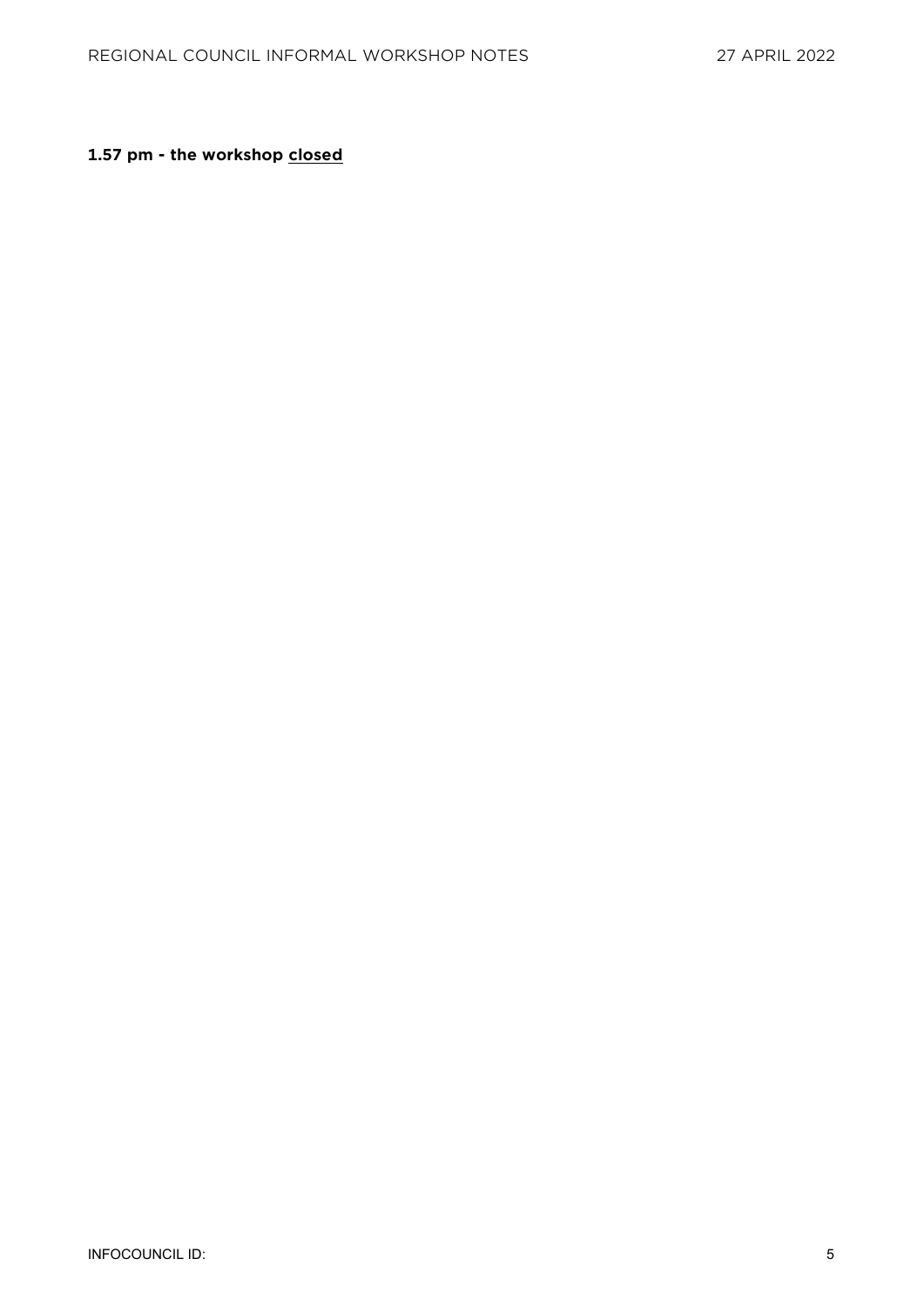**1.57 pm - the workshop <u>closed</u>**